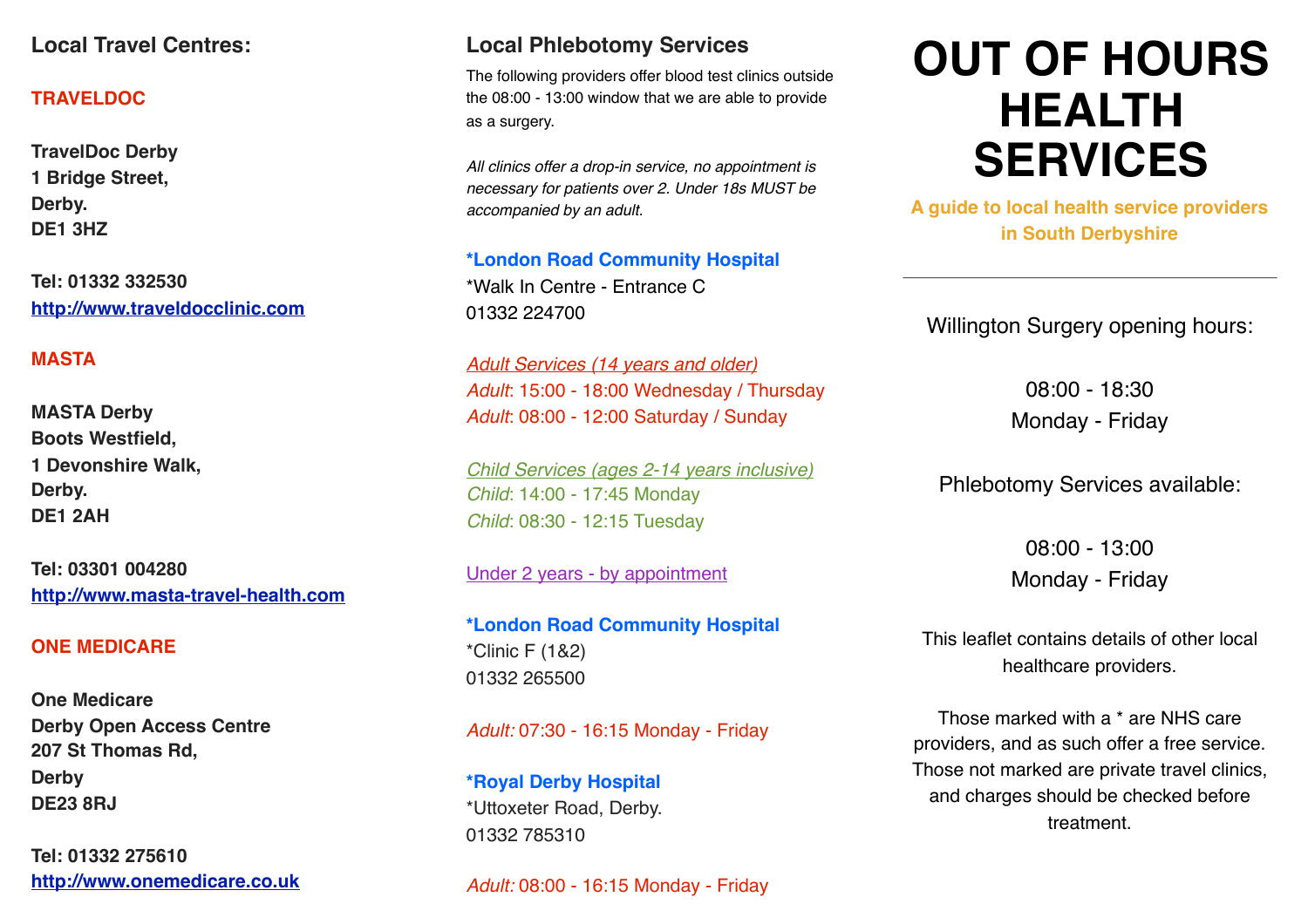# OUT OF HOURS HEALTH SERVICES

**A guide to local health service providers in South Derbyshire**

---

Willington Surgery opening hours:

08:00 - 18:30
Monday - Friday

Phlebotomy Services available:

08:00 - 13:00
Monday - Friday

This leaflet contains details of other local healthcare providers.

Those marked with a * are NHS care providers, and as such offer a free service. Those not marked are private travel clinics, and charges should be checked before treatment.

## Local Travel Centres:

### TRAVELDOC

**TravelDoc Derby**
**1 Bridge Street,**
**Derby.**
**DE1 3HZ**

**Tel: 01332 332530**
**http://www.traveldocclinic.com**

### MASTA

**MASTA Derby**
**Boots Westfield,**
**1 Devonshire Walk,**
**Derby.**
**DE1 2AH**

**Tel: 03301 004280**
**http://www.masta-travel-health.com**

### ONE MEDICARE

**One Medicare**
**Derby Open Access Centre**
**207 St Thomas Rd,**
**Derby**
**DE23 8RJ**

**Tel: 01332 275610**
**http://www.onemedicare.co.uk**

## Local Phlebotomy Services

The following providers offer blood test clinics outside the 08:00 - 13:00 window that we are able to provide as a surgery.

*All clinics offer a drop-in service, no appointment is necessary for patients over 2. Under 18s MUST be accompanied by an adult.*

**\*London Road Community Hospital**
*Walk In Centre - Entrance C
01332 224700

*Adult Services (14 years and older)*
*Adult*: 15:00 - 18:00 Wednesday / Thursday
*Adult*: 08:00 - 12:00 Saturday / Sunday

*Child Services (ages 2-14 years inclusive)*
*Child*: 14:00 - 17:45 Monday
*Child*: 08:30 - 12:15 Tuesday

Under 2 years - by appointment

**\*London Road Community Hospital**
*Clinic F (1&2)
01332 265500

*Adult:* 07:30 - 16:15 Monday - Friday

**\*Royal Derby Hospital**
*Uttoxeter Road, Derby.
01332 785310

*Adult:* 08:00 - 16:15 Monday - Friday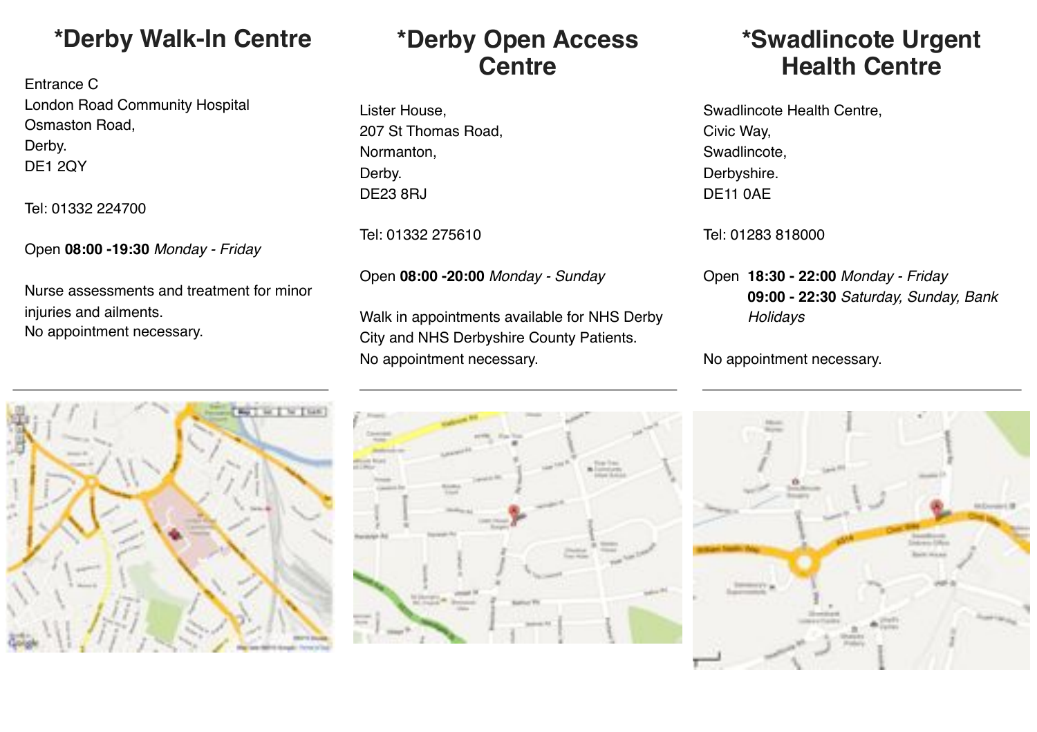# *Derby Walk-In Centre

Entrance C
London Road Community Hospital
Osmaston Road,
Derby.
DE1 2QY

Tel: 01332 224700

Open **08:00 -19:30** *Monday - Friday*

Nurse assessments and treatment for minor injuries and ailments.
No appointment necessary.

# *Derby Open Access Centre

Lister House,
207 St Thomas Road,
Normanton,
Derby.
DE23 8RJ

Tel: 01332 275610

Open **08:00 -20:00** *Monday - Sunday*

Walk in appointments available for NHS Derby City and NHS Derbyshire County Patients.
No appointment necessary.

# *Swadlincote Urgent Health Centre

Swadlincote Health Centre,
Civic Way,
Swadlincote,
Derbyshire.
DE11 0AE

Tel: 01283 818000

Open **18:30 - 22:00** *Monday - Friday*
**09:00 - 22:30** *Saturday, Sunday, Bank Holidays*

No appointment necessary.